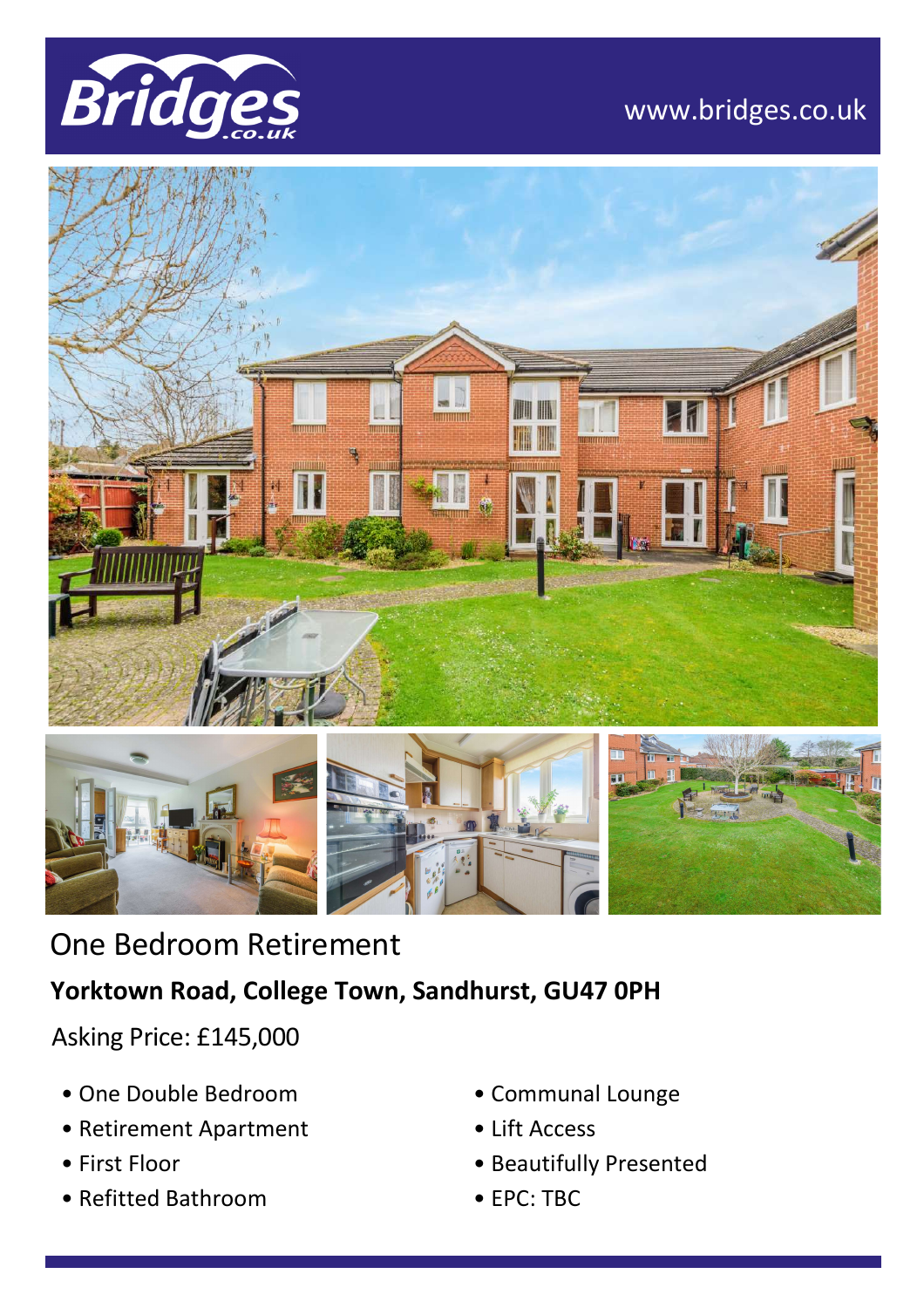www.bridges.co.uk

# One Bedroom Retirement

**Yorktown Road, College Town, Sandhurst, GU47 0PH**

Asking Price: £145,000

- One Double Bedroom
- Retirement Apartment
- First Floor
- Refitted Bathroom
- Communal Lounge
- Lift Access
- Beautifully Presented
- EPC: TBC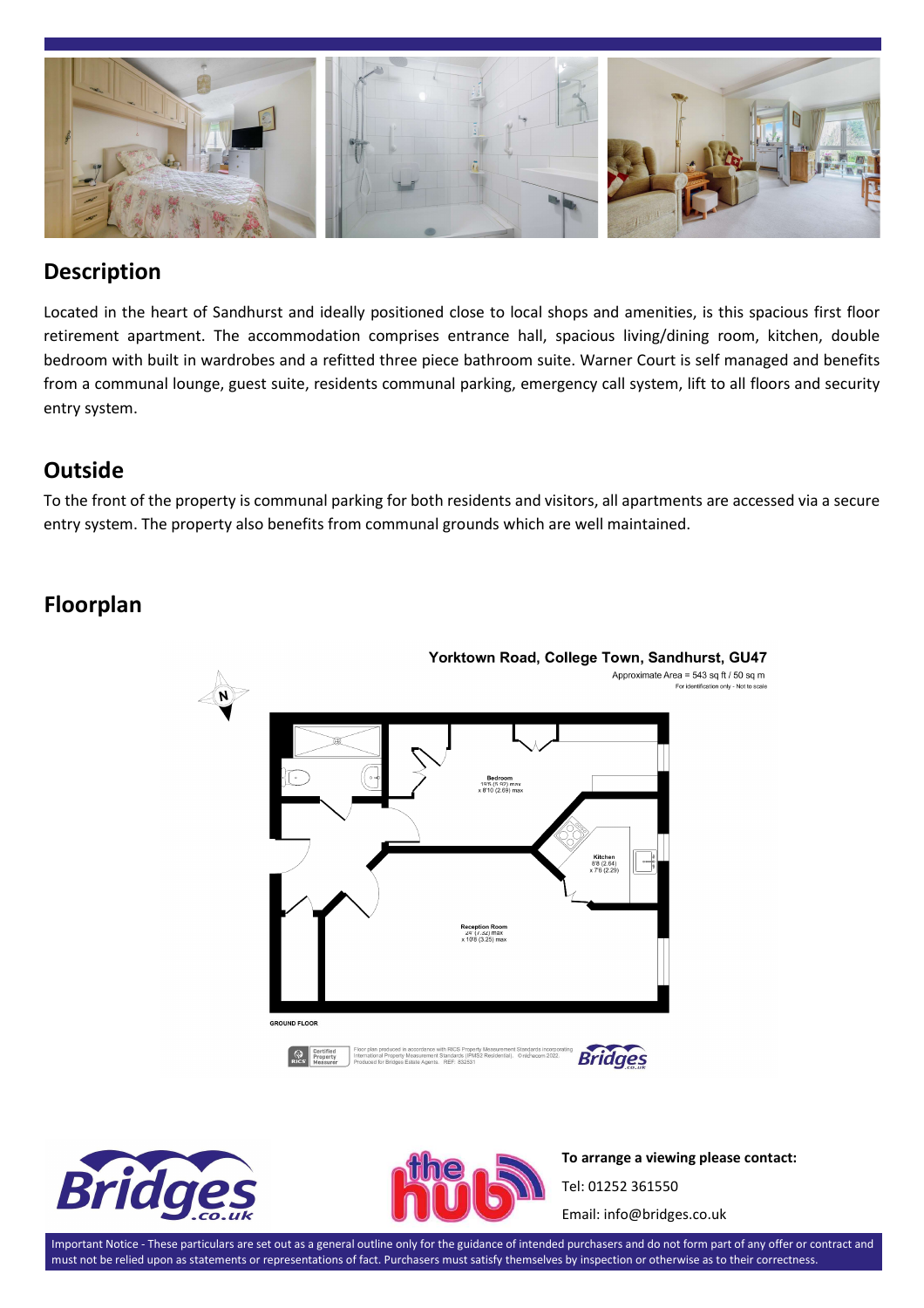## Description

Located in the heart of Sandhurst and ideally positioned close to local shops and amenities, is this spacious first floor retirement apartment. The accommodation comprises entrance hall, spacious living/dining room, kitchen, double bedroom with built in wardrobes and a refitted three piece bathroom suite. Warner Court is self managed and benefits from a communal lounge, guest suite, residents communal parking, emergency call system, lift to all floors and security entry system.

## Outside

To the front of the property is communal parking for both residents and visitors, all apartments are accessed via a secure entry system. The property also benefits from communal grounds which are well maintained.

## Floorplan

Yorktown Road, College Town, Sandhurst, GU47

Approximate Area = 543 sq ft / 50 sq m

For identification only - Not to scale

Bedroom
19'5 (5.92) max
x 8'10 (2.69) max

Kitchen
8'8 (2.64)
x 7'6 (2.29)

Reception Room
24' (7.32) max
x 10'8 (3.25) max

GROUND FLOOR

Floor plan produced in accordance with RICS Property Measurement Standards incorporating International Property Measurement Standards (IPMS2 Residential). ©nichecom 2022. Produced for Bridges Estate Agents. REF: 832531

**To arrange a viewing please contact:**

Tel: 01252 361550

Email: info@bridges.co.uk

Important Notice - These particulars are set out as a general outline only for the guidance of intended purchasers and do not form part of any offer or contract and must not be relied upon as statements or representations of fact. Purchasers must satisfy themselves by inspection or otherwise as to their correctness.